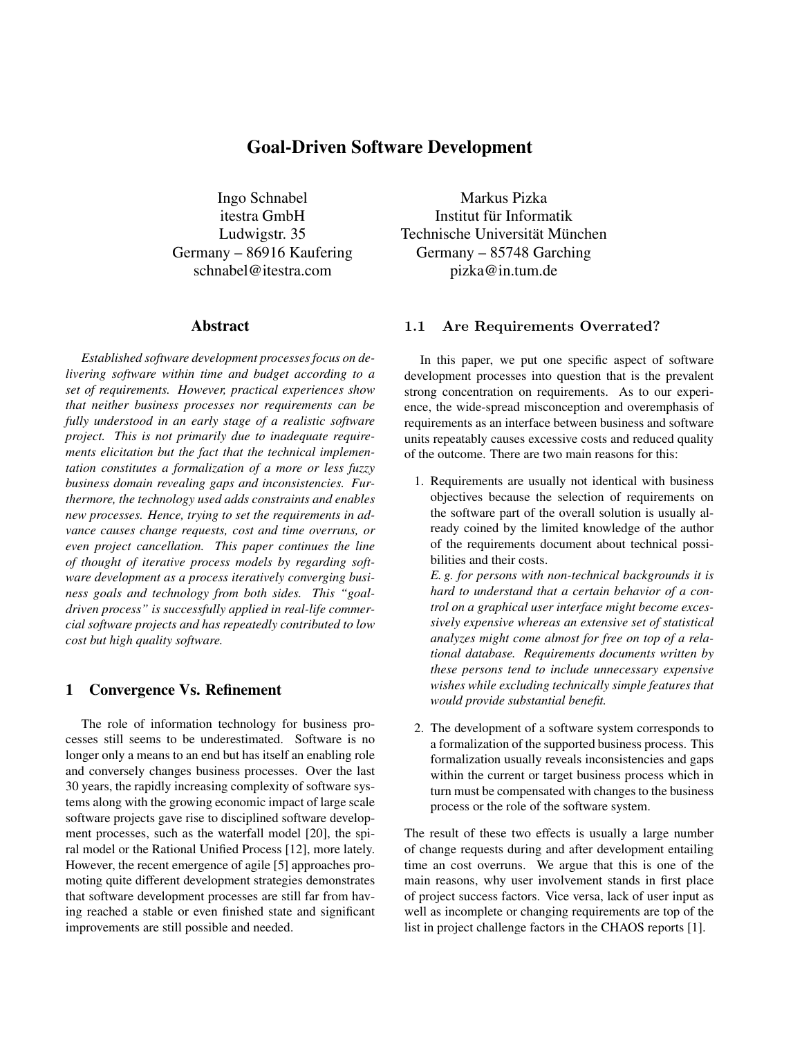# Goal-Driven Software Development

Ingo Schnabel
itestra GmbH
Ludwigstr. 35
Germany – 86916 Kaufering
schnabel@itestra.com

Markus Pizka
Institut für Informatik
Technische Universität München
Germany – 85748 Garching
pizka@in.tum.de

## Abstract

*Established software development processes focus on delivering software within time and budget according to a set of requirements. However, practical experiences show that neither business processes nor requirements can be fully understood in an early stage of a realistic software project. This is not primarily due to inadequate requirements elicitation but the fact that the technical implementation constitutes a formalization of a more or less fuzzy business domain revealing gaps and inconsistencies. Furthermore, the technology used adds constraints and enables new processes. Hence, trying to set the requirements in advance causes change requests, cost and time overruns, or even project cancellation. This paper continues the line of thought of iterative process models by regarding software development as a process iteratively converging business goals and technology from both sides. This "goal-driven process" is successfully applied in real-life commercial software projects and has repeatedly contributed to low cost but high quality software.*

## 1 Convergence Vs. Refinement

The role of information technology for business processes still seems to be underestimated. Software is no longer only a means to an end but has itself an enabling role and conversely changes business processes. Over the last 30 years, the rapidly increasing complexity of software systems along with the growing economic impact of large scale software projects gave rise to disciplined software development processes, such as the waterfall model [20], the spiral model or the Rational Unified Process [12], more lately. However, the recent emergence of agile [5] approaches promoting quite different development strategies demonstrates that software development processes are still far from having reached a stable or even finished state and significant improvements are still possible and needed.

### 1.1 Are Requirements Overrated?

In this paper, we put one specific aspect of software development processes into question that is the prevalent strong concentration on requirements. As to our experience, the wide-spread misconception and overemphasis of requirements as an interface between business and software units repeatably causes excessive costs and reduced quality of the outcome. There are two main reasons for this:

1. Requirements are usually not identical with business objectives because the selection of requirements on the software part of the overall solution is usually already coined by the limited knowledge of the author of the requirements document about technical possibilities and their costs.
   *E. g. for persons with non-technical backgrounds it is hard to understand that a certain behavior of a control on a graphical user interface might become excessively expensive whereas an extensive set of statistical analyzes might come almost for free on top of a relational database. Requirements documents written by these persons tend to include unnecessary expensive wishes while excluding technically simple features that would provide substantial benefit.*

2. The development of a software system corresponds to a formalization of the supported business process. This formalization usually reveals inconsistencies and gaps within the current or target business process which in turn must be compensated with changes to the business process or the role of the software system.

The result of these two effects is usually a large number of change requests during and after development entailing time an cost overruns. We argue that this is one of the main reasons, why user involvement stands in first place of project success factors. Vice versa, lack of user input as well as incomplete or changing requirements are top of the list in project challenge factors in the CHAOS reports [1].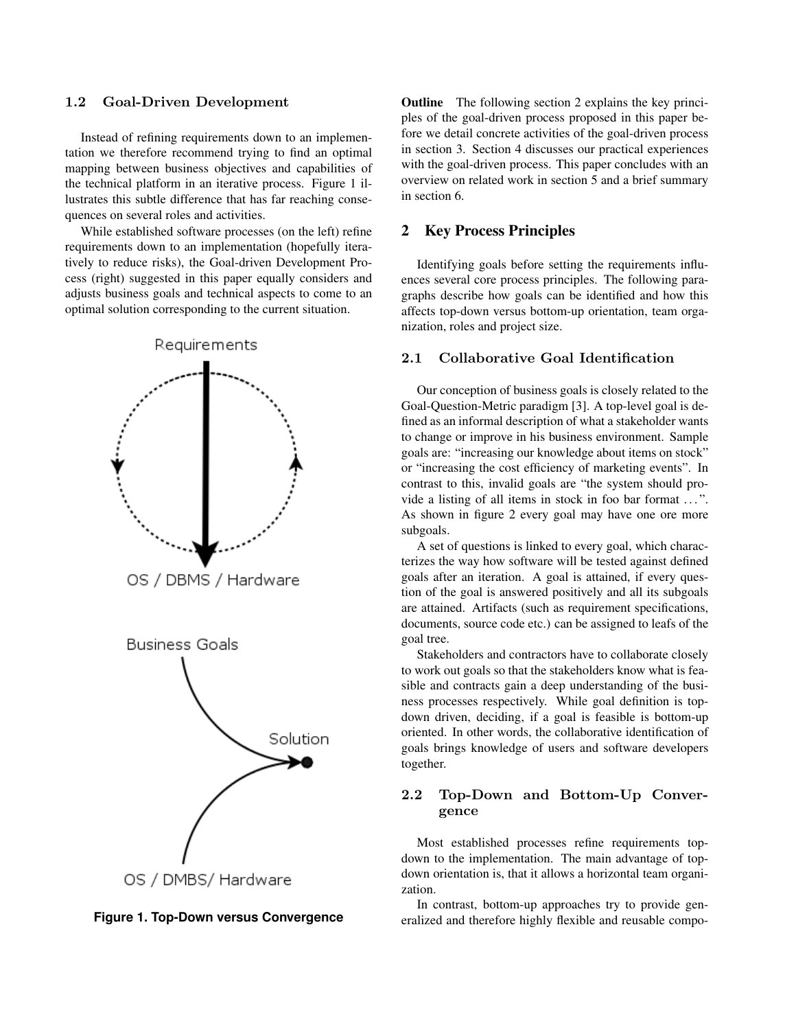### 1.2 Goal-Driven Development

Instead of refining requirements down to an implementation we therefore recommend trying to find an optimal mapping between business objectives and capabilities of the technical platform in an iterative process. Figure 1 illustrates this subtle difference that has far reaching consequences on several roles and activities.

While established software processes (on the left) refine requirements down to an implementation (hopefully iteratively to reduce risks), the Goal-driven Development Process (right) suggested in this paper equally considers and adjusts business goals and technical aspects to come to an optimal solution corresponding to the current situation.

Requirements

OS / DBMS / Hardware

Business Goals

Solution

OS / DMBS/ Hardware

**Figure 1. Top-Down versus Convergence**

**Outline** The following section 2 explains the key principles of the goal-driven process proposed in this paper before we detail concrete activities of the goal-driven process in section 3. Section 4 discusses our practical experiences with the goal-driven process. This paper concludes with an overview on related work in section 5 and a brief summary in section 6.

## 2 Key Process Principles

Identifying goals before setting the requirements influences several core process principles. The following paragraphs describe how goals can be identified and how this affects top-down versus bottom-up orientation, team organization, roles and project size.

### 2.1 Collaborative Goal Identification

Our conception of business goals is closely related to the Goal-Question-Metric paradigm [3]. A top-level goal is defined as an informal description of what a stakeholder wants to change or improve in his business environment. Sample goals are: "increasing our knowledge about items on stock" or "increasing the cost efficiency of marketing events". In contrast to this, invalid goals are "the system should provide a listing of all items in stock in foo bar format ...". As shown in figure 2 every goal may have one ore more subgoals.

A set of questions is linked to every goal, which characterizes the way how software will be tested against defined goals after an iteration. A goal is attained, if every question of the goal is answered positively and all its subgoals are attained. Artifacts (such as requirement specifications, documents, source code etc.) can be assigned to leafs of the goal tree.

Stakeholders and contractors have to collaborate closely to work out goals so that the stakeholders know what is feasible and contracts gain a deep understanding of the business processes respectively. While goal definition is top-down driven, deciding, if a goal is feasible is bottom-up oriented. In other words, the collaborative identification of goals brings knowledge of users and software developers together.

### 2.2 Top-Down and Bottom-Up Convergence

Most established processes refine requirements top-down to the implementation. The main advantage of top-down orientation is, that it allows a horizontal team organization.

In contrast, bottom-up approaches try to provide generalized and therefore highly flexible and reusable compo-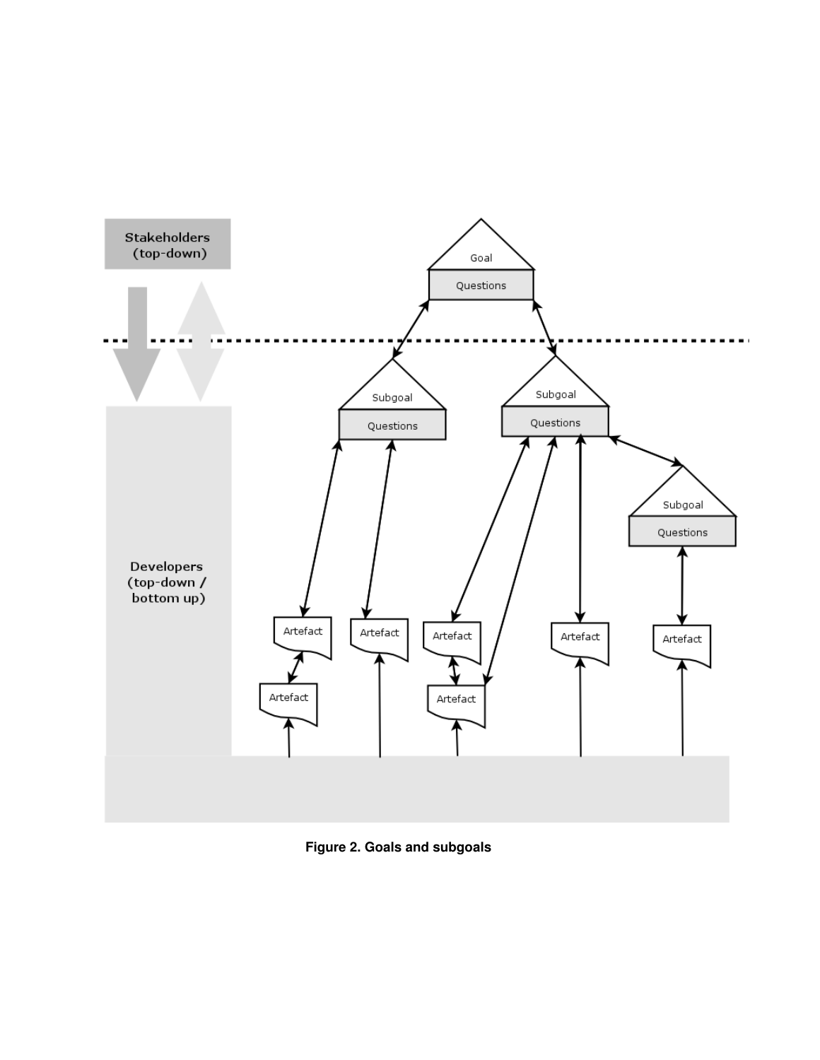Figure 2. Goals and subgoals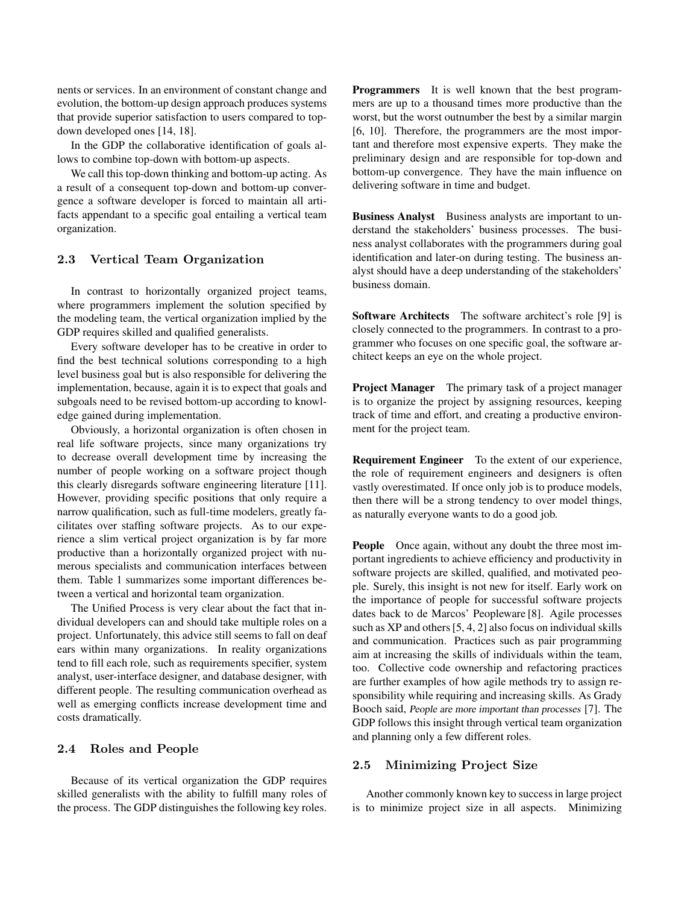nents or services. In an environment of constant change and evolution, the bottom-up design approach produces systems that provide superior satisfaction to users compared to top-down developed ones [14, 18].

In the GDP the collaborative identification of goals allows to combine top-down with bottom-up aspects.

We call this top-down thinking and bottom-up acting. As a result of a consequent top-down and bottom-up convergence a software developer is forced to maintain all artifacts appendant to a specific goal entailing a vertical team organization.

### 2.3 Vertical Team Organization

In contrast to horizontally organized project teams, where programmers implement the solution specified by the modeling team, the vertical organization implied by the GDP requires skilled and qualified generalists.

Every software developer has to be creative in order to find the best technical solutions corresponding to a high level business goal but is also responsible for delivering the implementation, because, again it is to expect that goals and subgoals need to be revised bottom-up according to knowledge gained during implementation.

Obviously, a horizontal organization is often chosen in real life software projects, since many organizations try to decrease overall development time by increasing the number of people working on a software project though this clearly disregards software engineering literature [11]. However, providing specific positions that only require a narrow qualification, such as full-time modelers, greatly facilitates over staffing software projects. As to our experience a slim vertical project organization is by far more productive than a horizontally organized project with numerous specialists and communication interfaces between them. Table 1 summarizes some important differences between a vertical and horizontal team organization.

The Unified Process is very clear about the fact that individual developers can and should take multiple roles on a project. Unfortunately, this advice still seems to fall on deaf ears within many organizations. In reality organizations tend to fill each role, such as requirements specifier, system analyst, user-interface designer, and database designer, with different people. The resulting communication overhead as well as emerging conflicts increase development time and costs dramatically.

### 2.4 Roles and People

Because of its vertical organization the GDP requires skilled generalists with the ability to fulfill many roles of the process. The GDP distinguishes the following key roles.

**Programmers** It is well known that the best programmers are up to a thousand times more productive than the worst, but the worst outnumber the best by a similar margin [6, 10]. Therefore, the programmers are the most important and therefore most expensive experts. They make the preliminary design and are responsible for top-down and bottom-up convergence. They have the main influence on delivering software in time and budget.

**Business Analyst** Business analysts are important to understand the stakeholders' business processes. The business analyst collaborates with the programmers during goal identification and later-on during testing. The business analyst should have a deep understanding of the stakeholders' business domain.

**Software Architects** The software architect's role [9] is closely connected to the programmers. In contrast to a programmer who focuses on one specific goal, the software architect keeps an eye on the whole project.

**Project Manager** The primary task of a project manager is to organize the project by assigning resources, keeping track of time and effort, and creating a productive environment for the project team.

**Requirement Engineer** To the extent of our experience, the role of requirement engineers and designers is often vastly overestimated. If once only job is to produce models, then there will be a strong tendency to over model things, as naturally everyone wants to do a good job.

**People** Once again, without any doubt the three most important ingredients to achieve efficiency and productivity in software projects are skilled, qualified, and motivated people. Surely, this insight is not new for itself. Early work on the importance of people for successful software projects dates back to de Marcos' Peopleware [8]. Agile processes such as XP and others [5, 4, 2] also focus on individual skills and communication. Practices such as pair programming aim at increasing the skills of individuals within the team, too. Collective code ownership and refactoring practices are further examples of how agile methods try to assign responsibility while requiring and increasing skills. As Grady Booch said, *People are more important than processes* [7]. The GDP follows this insight through vertical team organization and planning only a few different roles.

### 2.5 Minimizing Project Size

Another commonly known key to success in large project is to minimize project size in all aspects. Minimizing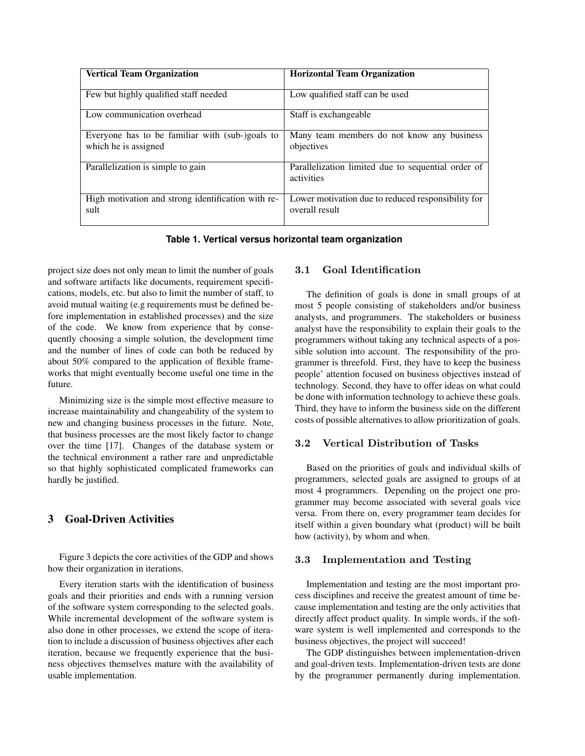| Vertical Team Organization | Horizontal Team Organization |
| --- | --- |
| Few but highly qualified staff needed | Low qualified staff can be used |
| Low communication overhead | Staff is exchangeable |
| Everyone has to be familiar with (sub-)goals to which he is assigned | Many team members do not know any business objectives |
| Parallelization is simple to gain | Parallelization limited due to sequential order of activities |
| High motivation and strong identification with result | Lower motivation due to reduced responsibility for overall result |

**Table 1. Vertical versus horizontal team organization**

project size does not only mean to limit the number of goals and software artifacts like documents, requirement specifications, models, etc. but also to limit the number of staff, to avoid mutual waiting (e.g requirements must be defined before implementation in established processes) and the size of the code. We know from experience that by consequently choosing a simple solution, the development time and the number of lines of code can both be reduced by about 50% compared to the application of flexible frameworks that might eventually become useful one time in the future.

Minimizing size is the simple most effective measure to increase maintainability and changeability of the system to new and changing business processes in the future. Note, that business processes are the most likely factor to change over the time [17]. Changes of the database system or the technical environment a rather rare and unpredictable so that highly sophisticated complicated frameworks can hardly be justified.

## 3 Goal-Driven Activities

Figure 3 depicts the core activities of the GDP and shows how their organization in iterations.

Every iteration starts with the identification of business goals and their priorities and ends with a running version of the software system corresponding to the selected goals. While incremental development of the software system is also done in other processes, we extend the scope of iteration to include a discussion of business objectives after each iteration, because we frequently experience that the business objectives themselves mature with the availability of usable implementation.

### 3.1 Goal Identification

The definition of goals is done in small groups of at most 5 people consisting of stakeholders and/or business analysts, and programmers. The stakeholders or business analyst have the responsibility to explain their goals to the programmers without taking any technical aspects of a possible solution into account. The responsibility of the programmer is threefold. First, they have to keep the business people' attention focused on business objectives instead of technology. Second, they have to offer ideas on what could be done with information technology to achieve these goals. Third, they have to inform the business side on the different costs of possible alternatives to allow prioritization of goals.

### 3.2 Vertical Distribution of Tasks

Based on the priorities of goals and individual skills of programmers, selected goals are assigned to groups of at most 4 programmers. Depending on the project one programmer may become associated with several goals vice versa. From there on, every programmer team decides for itself within a given boundary what (product) will be built how (activity), by whom and when.

### 3.3 Implementation and Testing

Implementation and testing are the most important process disciplines and receive the greatest amount of time because implementation and testing are the only activities that directly affect product quality. In simple words, if the software system is well implemented and corresponds to the business objectives, the project will succeed!

The GDP distinguishes between implementation-driven and goal-driven tests. Implementation-driven tests are done by the programmer permanently during implementation.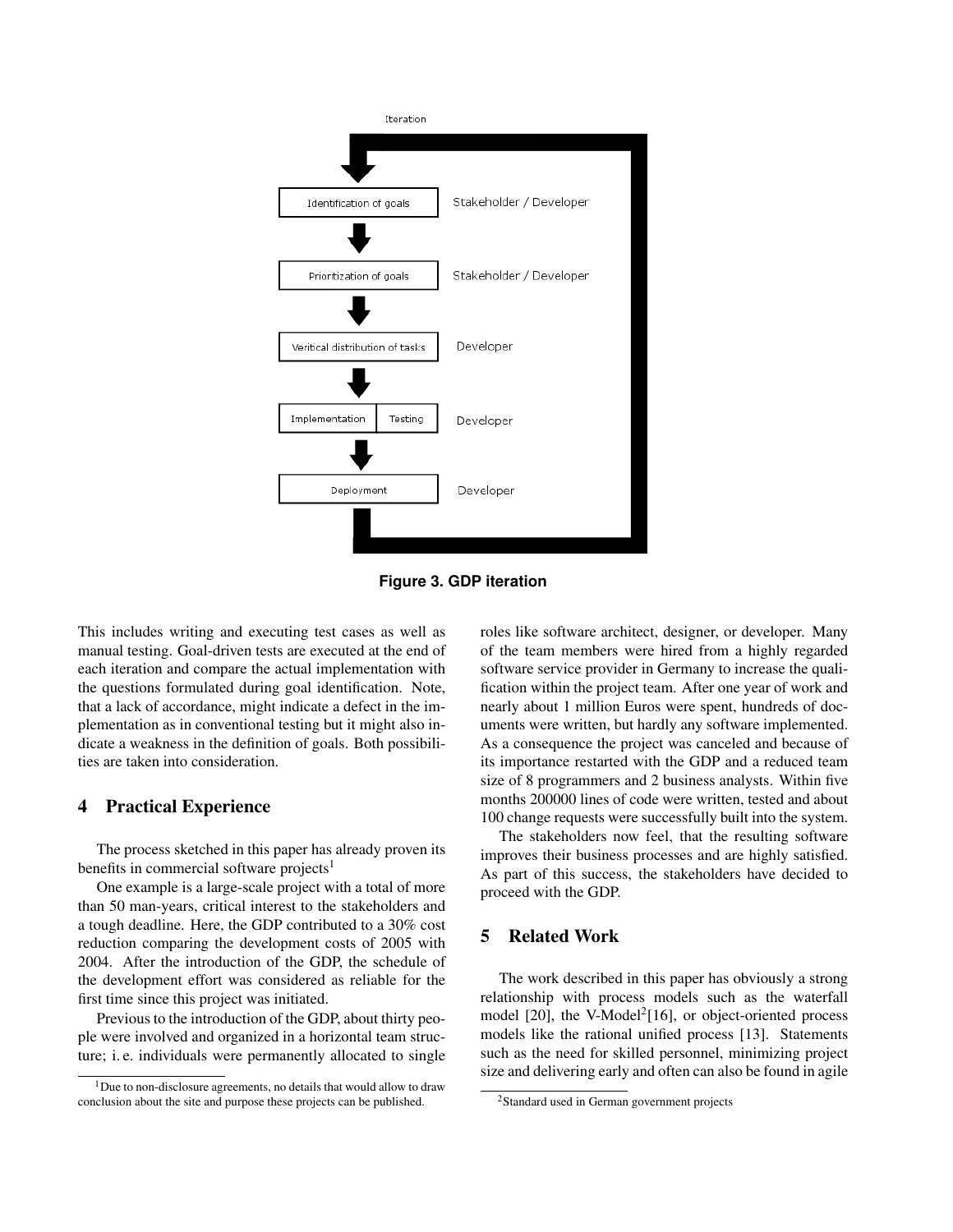Figure 3. GDP iteration

This includes writing and executing test cases as well as manual testing. Goal-driven tests are executed at the end of each iteration and compare the actual implementation with the questions formulated during goal identification. Note, that a lack of accordance, might indicate a defect in the implementation as in conventional testing but it might also indicate a weakness in the definition of goals. Both possibilities are taken into consideration.

## 4 Practical Experience

The process sketched in this paper has already proven its benefits in commercial software projects[1]

One example is a large-scale project with a total of more than 50 man-years, critical interest to the stakeholders and a tough deadline. Here, the GDP contributed to a 30% cost reduction comparing the development costs of 2005 with 2004. After the introduction of the GDP, the schedule of the development effort was considered as reliable for the first time since this project was initiated.

Previous to the introduction of the GDP, about thirty people were involved and organized in a horizontal team structure; i. e. individuals were permanently allocated to single roles like software architect, designer, or developer. Many of the team members were hired from a highly regarded software service provider in Germany to increase the qualification within the project team. After one year of work and nearly about 1 million Euros were spent, hundreds of documents were written, but hardly any software implemented. As a consequence the project was canceled and because of its importance restarted with the GDP and a reduced team size of 8 programmers and 2 business analysts. Within five months 200000 lines of code were written, tested and about 100 change requests were successfully built into the system.

The stakeholders now feel, that the resulting software improves their business processes and are highly satisfied. As part of this success, the stakeholders have decided to proceed with the GDP.

## 5 Related Work

The work described in this paper has obviously a strong relationship with process models such as the waterfall model [20], the V-Model[2][16], or object-oriented process models like the rational unified process [13]. Statements such as the need for skilled personnel, minimizing project size and delivering early and often can also be found in agile

[1] Due to non-disclosure agreements, no details that would allow to draw conclusion about the site and purpose these projects can be published.

[2] Standard used in German government projects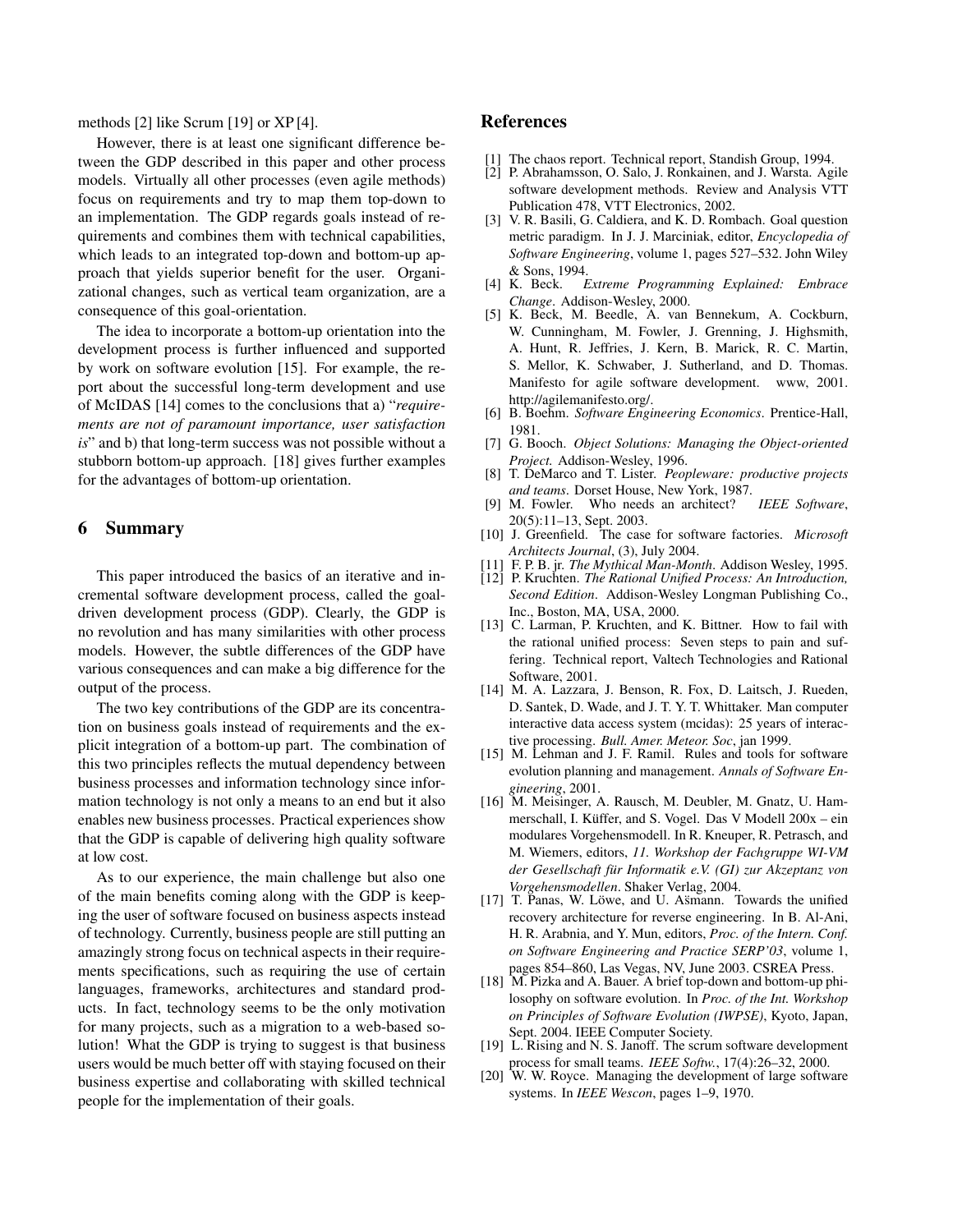methods [2] like Scrum [19] or XP [4].

However, there is at least one significant difference between the GDP described in this paper and other process models. Virtually all other processes (even agile methods) focus on requirements and try to map them top-down to an implementation. The GDP regards goals instead of requirements and combines them with technical capabilities, which leads to an integrated top-down and bottom-up approach that yields superior benefit for the user. Organizational changes, such as vertical team organization, are a consequence of this goal-orientation.

The idea to incorporate a bottom-up orientation into the development process is further influenced and supported by work on software evolution [15]. For example, the report about the successful long-term development and use of McIDAS [14] comes to the conclusions that a) "*requirements are not of paramount importance, user satisfaction is*" and b) that long-term success was not possible without a stubborn bottom-up approach. [18] gives further examples for the advantages of bottom-up orientation.

## 6 Summary

This paper introduced the basics of an iterative and incremental software development process, called the goal-driven development process (GDP). Clearly, the GDP is no revolution and has many similarities with other process models. However, the subtle differences of the GDP have various consequences and can make a big difference for the output of the process.

The two key contributions of the GDP are its concentration on business goals instead of requirements and the explicit integration of a bottom-up part. The combination of this two principles reflects the mutual dependency between business processes and information technology since information technology is not only a means to an end but it also enables new business processes. Practical experiences show that the GDP is capable of delivering high quality software at low cost.

As to our experience, the main challenge but also one of the main benefits coming along with the GDP is keeping the user of software focused on business aspects instead of technology. Currently, business people are still putting an amazingly strong focus on technical aspects in their requirements specifications, such as requiring the use of certain languages, frameworks, architectures and standard products. In fact, technology seems to be the only motivation for many projects, such as a migration to a web-based solution! What the GDP is trying to suggest is that business users would be much better off with staying focused on their business expertise and collaborating with skilled technical people for the implementation of their goals.

## References

[1] The chaos report. Technical report, Standish Group, 1994.

[2] P. Abrahamsson, O. Salo, J. Ronkainen, and J. Warsta. Agile software development methods. Review and Analysis VTT Publication 478, VTT Electronics, 2002.

[3] V. R. Basili, G. Caldiera, and K. D. Rombach. Goal question metric paradigm. In J. J. Marciniak, editor, *Encyclopedia of Software Engineering*, volume 1, pages 527–532. John Wiley & Sons, 1994.

[4] K. Beck. *Extreme Programming Explained: Embrace Change*. Addison-Wesley, 2000.

[5] K. Beck, M. Beedle, A. van Bennekum, A. Cockburn, W. Cunningham, M. Fowler, J. Grenning, J. Highsmith, A. Hunt, R. Jeffries, J. Kern, B. Marick, R. C. Martin, S. Mellor, K. Schwaber, J. Sutherland, and D. Thomas. Manifesto for agile software development. www, 2001. http://agilemanifesto.org/.

[6] B. Boehm. *Software Engineering Economics*. Prentice-Hall, 1981.

[7] G. Booch. *Object Solutions: Managing the Object-oriented Project*. Addison-Wesley, 1996.

[8] T. DeMarco and T. Lister. *Peopleware: productive projects and teams*. Dorset House, New York, 1987.

[9] M. Fowler. Who needs an architect? *IEEE Software*, 20(5):11–13, Sept. 2003.

[10] J. Greenfield. The case for software factories. *Microsoft Architects Journal*, (3), July 2004.

[11] F. P. B. jr. *The Mythical Man-Month*. Addison Wesley, 1995.

[12] P. Kruchten. *The Rational Unified Process: An Introduction, Second Edition*. Addison-Wesley Longman Publishing Co., Inc., Boston, MA, USA, 2000.

[13] C. Larman, P. Kruchten, and K. Bittner. How to fail with the rational unified process: Seven steps to pain and suffering. Technical report, Valtech Technologies and Rational Software, 2001.

[14] M. A. Lazzara, J. Benson, R. Fox, D. Laitsch, J. Rueden, D. Santek, D. Wade, and J. T. Y. T. Whittaker. Man computer interactive data access system (mcidas): 25 years of interactive processing. *Bull. Amer. Meteor. Soc*, jan 1999.

[15] M. Lehman and J. F. Ramil. Rules and tools for software evolution planning and management. *Annals of Software Engineering*, 2001.

[16] M. Meisinger, A. Rausch, M. Deubler, M. Gnatz, U. Hammerschall, I. Küffer, and S. Vogel. Das V Modell 200x – ein modulares Vorgehensmodell. In R. Kneuper, R. Petrasch, and M. Wiemers, editors, *11. Workshop der Fachgruppe WI-VM der Gesellschaft für Informatik e.V. (GI) zur Akzeptanz von Vorgehensmodellen*. Shaker Verlag, 2004.

[17] T. Panas, W. Löwe, and U. Aßmann. Towards the unified recovery architecture for reverse engineering. In B. Al-Ani, H. R. Arabnia, and Y. Mun, editors, *Proc. of the Intern. Conf. on Software Engineering and Practice SERP'03*, volume 1, pages 854–860, Las Vegas, NV, June 2003. CSREA Press.

[18] M. Pizka and A. Bauer. A brief top-down and bottom-up philosophy on software evolution. In *Proc. of the Int. Workshop on Principles of Software Evolution (IWPSE)*, Kyoto, Japan, Sept. 2004. IEEE Computer Society.

[19] L. Rising and N. S. Janoff. The scrum software development process for small teams. *IEEE Softw.*, 17(4):26–32, 2000.

[20] W. W. Royce. Managing the development of large software systems. In *IEEE Wescon*, pages 1–9, 1970.